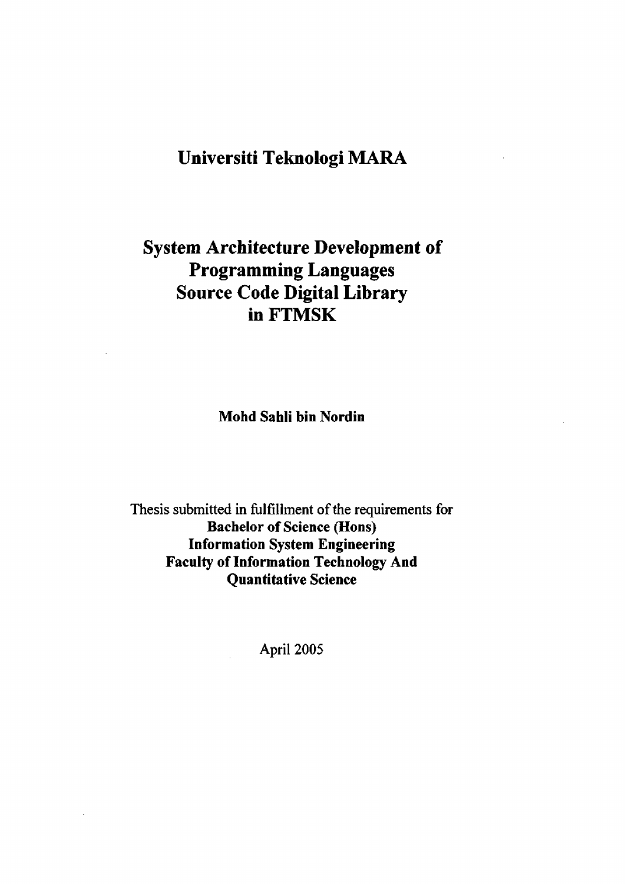# Universiti Teknologi MARA

## System Architecture Development of Programming Languages Source Code Digital Library in FTMSK

**Mohd Sahli bin Nordin**

Thesis submitted in fulfillment of the requirements for
**Bachelor of Science (Hons)**
**Information System Engineering**
**Faculty of Information Technology And Quantitative Science**

April 2005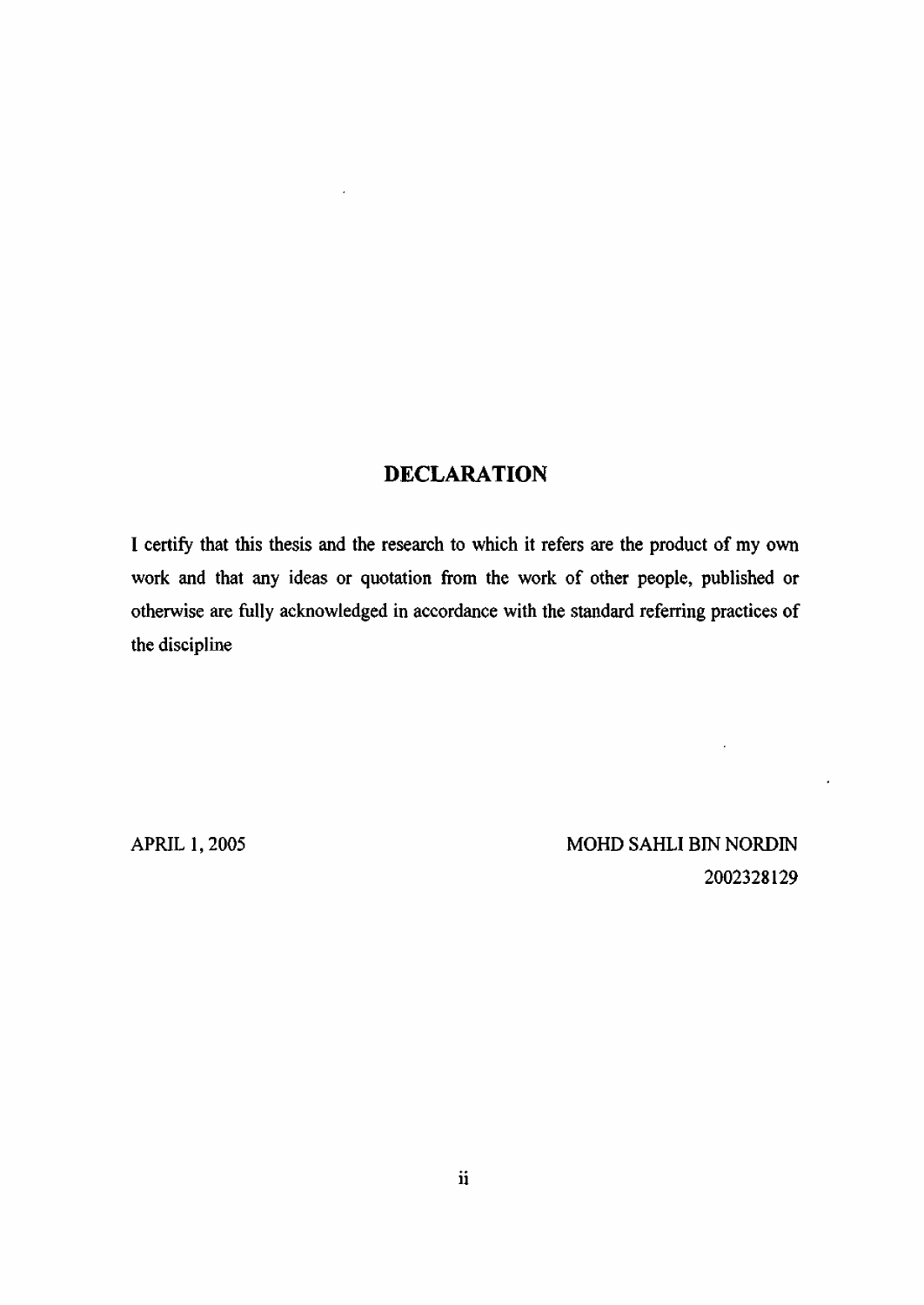# DECLARATION

I certify that this thesis and the research to which it refers are the product of my own work and that any ideas or quotation from the work of other people, published or otherwise are fully acknowledged in accordance with the standard referring practices of the discipline

APRIL 1, 2005

MOHD SAHLI BIN NORDIN
2002328129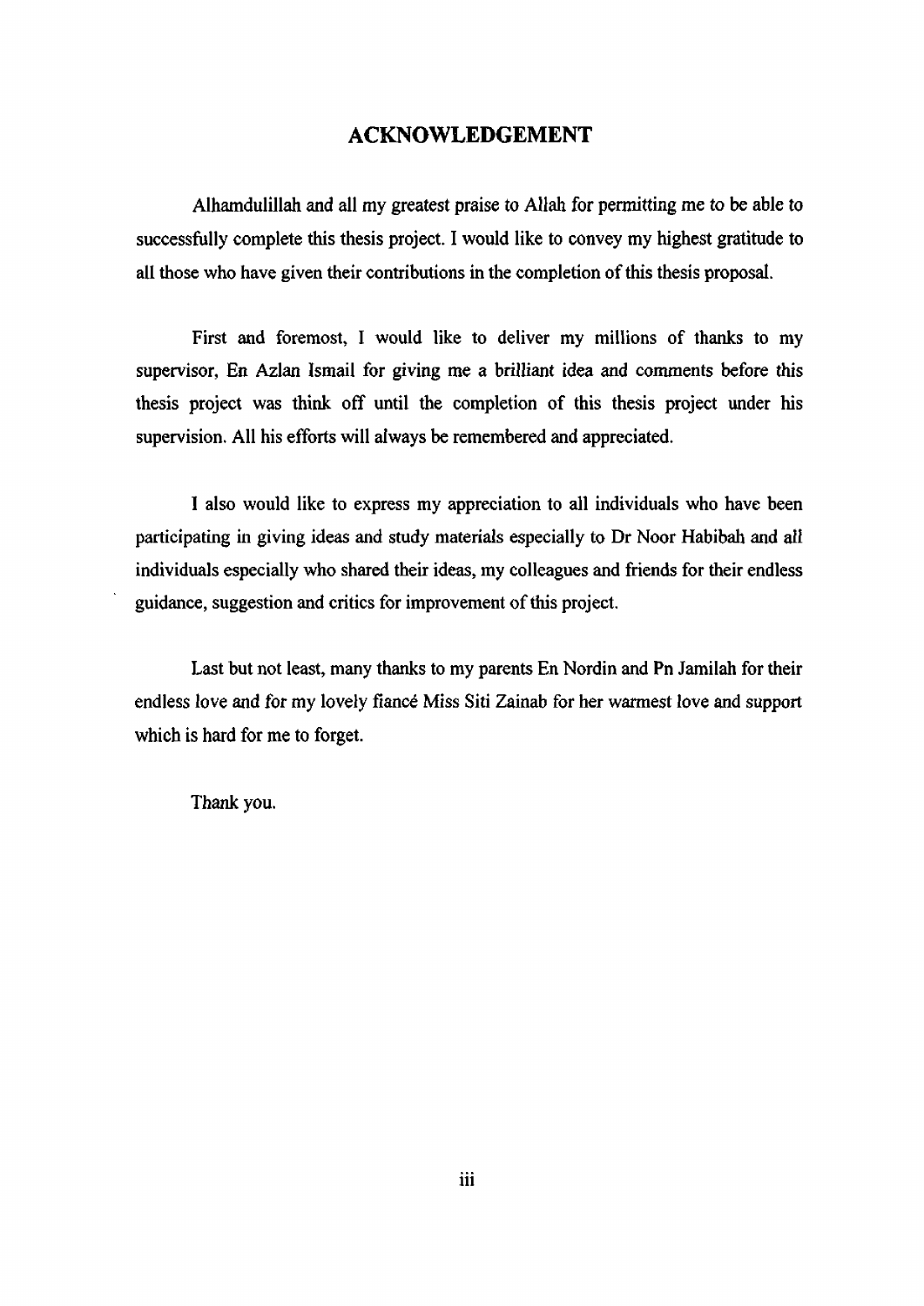# ACKNOWLEDGEMENT

Alhamdulillah and all my greatest praise to Allah for permitting me to be able to successfully complete this thesis project. I would like to convey my highest gratitude to all those who have given their contributions in the completion of this thesis proposal.

First and foremost, I would like to deliver my millions of thanks to my supervisor, En Azlan Ismail for giving me a brilliant idea and comments before this thesis project was think off until the completion of this thesis project under his supervision. All his efforts will always be remembered and appreciated.

I also would like to express my appreciation to all individuals who have been participating in giving ideas and study materials especially to Dr Noor Habibah and all individuals especially who shared their ideas, my colleagues and friends for their endless guidance, suggestion and critics for improvement of this project.

Last but not least, many thanks to my parents En Nordin and Pn Jamilah for their endless love and for my lovely fiancé Miss Siti Zainab for her warmest love and support which is hard for me to forget.

Thank you.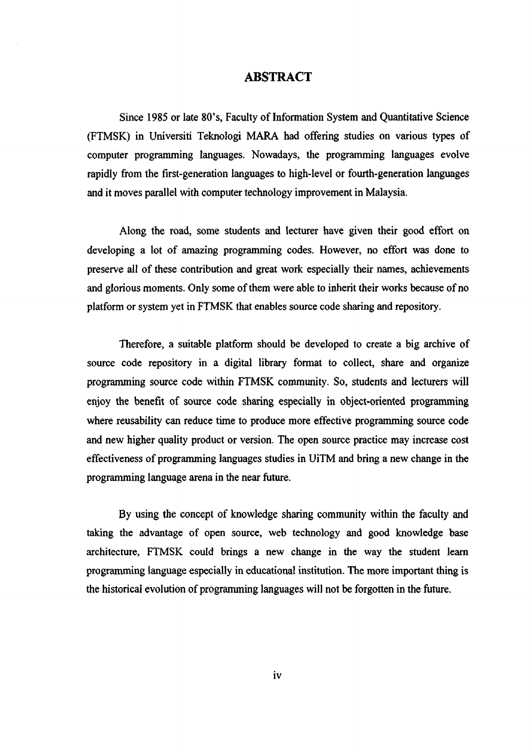# ABSTRACT

Since 1985 or late 80's, Faculty of Information System and Quantitative Science (FTMSK) in Universiti Teknologi MARA had offering studies on various types of computer programming languages. Nowadays, the programming languages evolve rapidly from the first-generation languages to high-level or fourth-generation languages and it moves parallel with computer technology improvement in Malaysia.

Along the road, some students and lecturer have given their good effort on developing a lot of amazing programming codes. However, no effort was done to preserve all of these contribution and great work especially their names, achievements and glorious moments. Only some of them were able to inherit their works because of no platform or system yet in FTMSK that enables source code sharing and repository.

Therefore, a suitable platform should be developed to create a big archive of source code repository in a digital library format to collect, share and organize programming source code within FTMSK community. So, students and lecturers will enjoy the benefit of source code sharing especially in object-oriented programming where reusability can reduce time to produce more effective programming source code and new higher quality product or version. The open source practice may increase cost effectiveness of programming languages studies in UiTM and bring a new change in the programming language arena in the near future.

By using the concept of knowledge sharing community within the faculty and taking the advantage of open source, web technology and good knowledge base architecture, FTMSK could brings a new change in the way the student learn programming language especially in educational institution. The more important thing is the historical evolution of programming languages will not be forgotten in the future.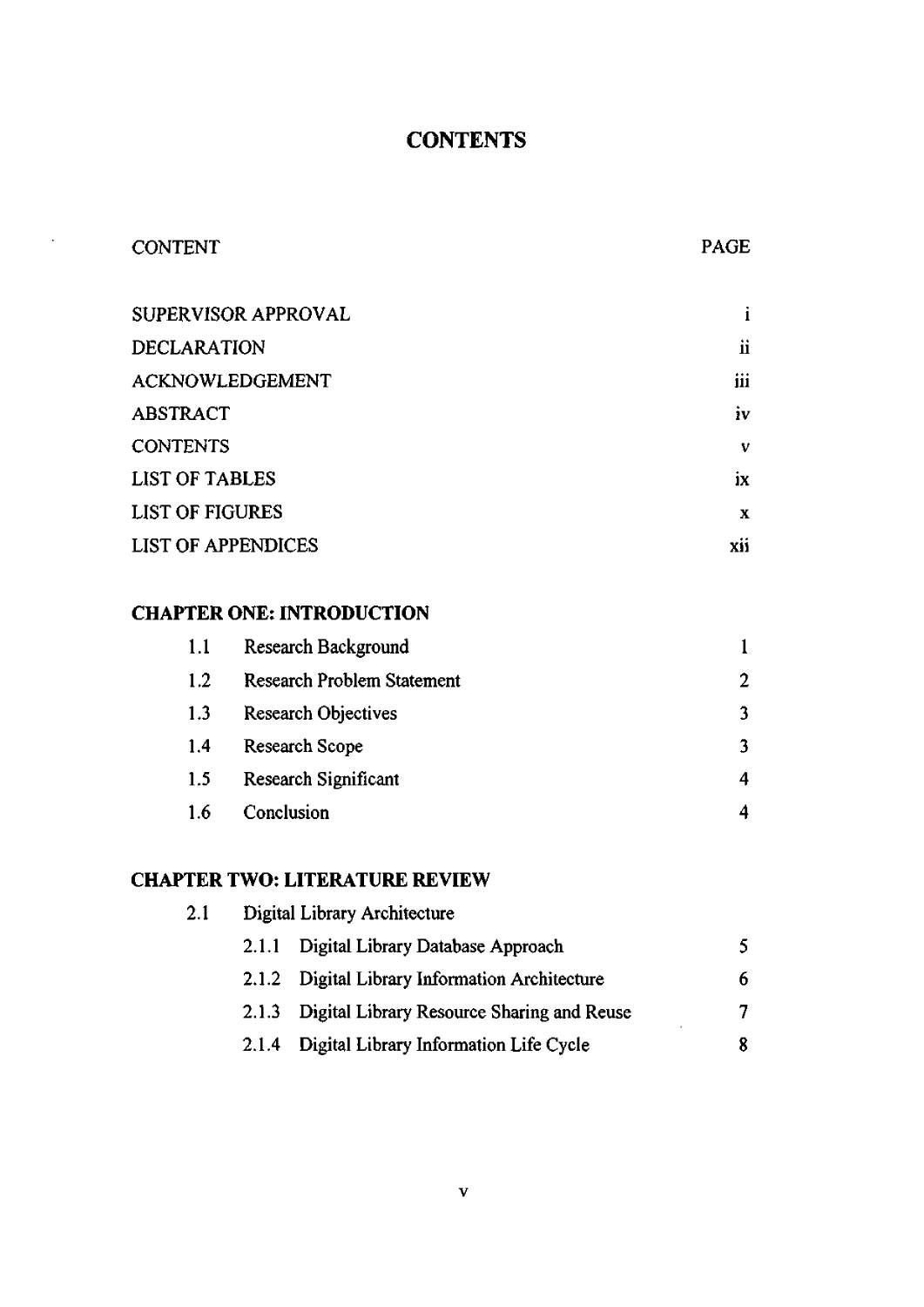# CONTENTS

| CONTENT | | PAGE |
| --- | --- | --- |
| SUPERVISOR APPROVAL | | i |
| DECLARATION | | ii |
| ACKNOWLEDGEMENT | | iii |
| ABSTRACT | | iv |
| CONTENTS | | v |
| LIST OF TABLES | | ix |
| LIST OF FIGURES | | x |
| LIST OF APPENDICES | | xii |
| **CHAPTER ONE: INTRODUCTION** | | |
| 1.1 | Research Background | 1 |
| 1.2 | Research Problem Statement | 2 |
| 1.3 | Research Objectives | 3 |
| 1.4 | Research Scope | 3 |
| 1.5 | Research Significant | 4 |
| 1.6 | Conclusion | 4 |
| **CHAPTER TWO: LITERATURE REVIEW** | | |
| 2.1 | Digital Library Architecture | |
| | 2.1.1 Digital Library Database Approach | 5 |
| | 2.1.2 Digital Library Information Architecture | 6 |
| | 2.1.3 Digital Library Resource Sharing and Reuse | 7 |
| | 2.1.4 Digital Library Information Life Cycle | 8 |